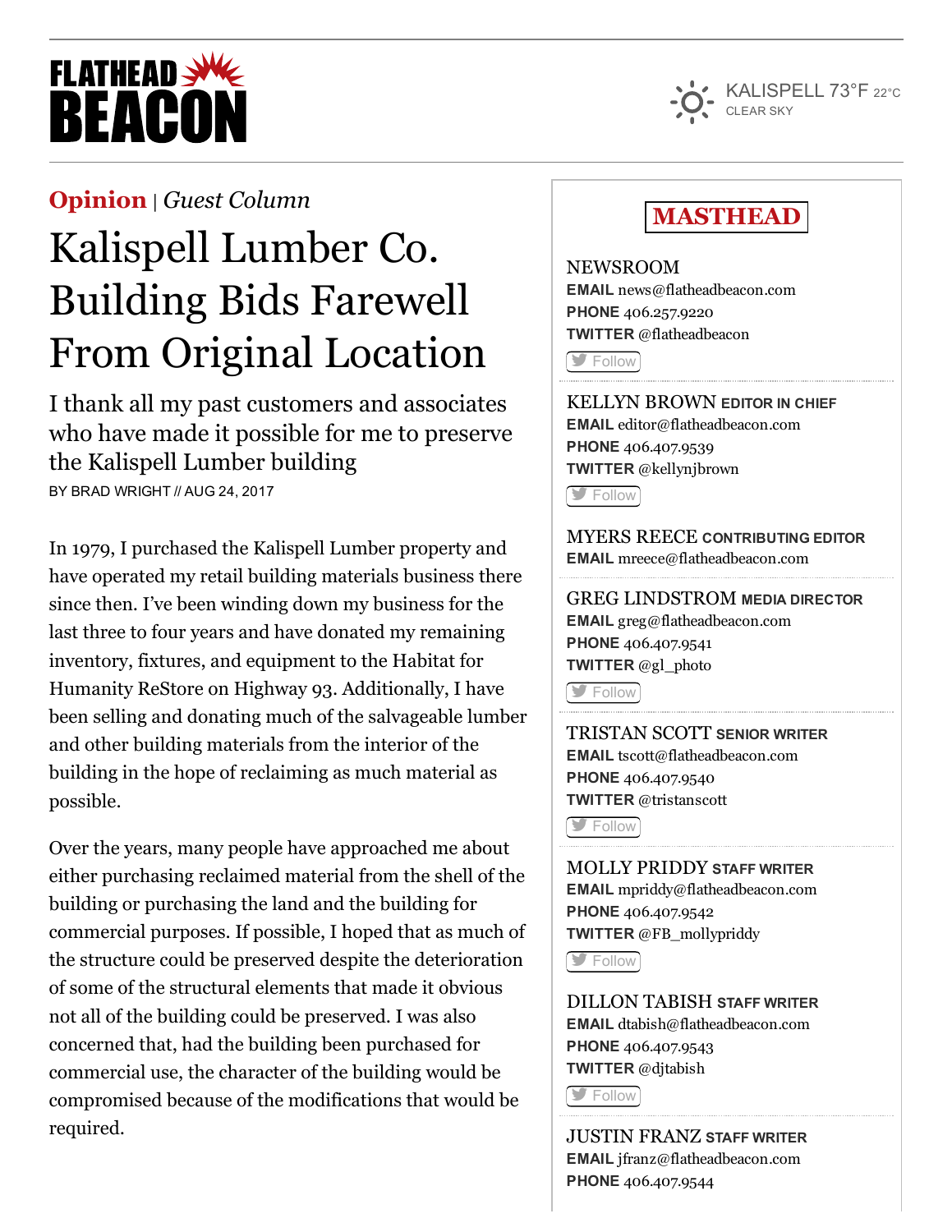# FLATHEAD BEACON

KALISPELL 73°F 22°C
CLEAR SKY

**Opinion** | *Guest Column*

# Kalispell Lumber Co. Building Bids Farewell From Original Location

## I thank all my past customers and associates who have made it possible for me to preserve the Kalispell Lumber building

BY BRAD WRIGHT // AUG 24, 2017

In 1979, I purchased the Kalispell Lumber property and have operated my retail building materials business there since then. I've been winding down my business for the last three to four years and have donated my remaining inventory, fixtures, and equipment to the Habitat for Humanity ReStore on Highway 93. Additionally, I have been selling and donating much of the salvageable lumber and other building materials from the interior of the building in the hope of reclaiming as much material as possible.

Over the years, many people have approached me about either purchasing reclaimed material from the shell of the building or purchasing the land and the building for commercial purposes. If possible, I hoped that as much of the structure could be preserved despite the deterioration of some of the structural elements that made it obvious not all of the building could be preserved. I was also concerned that, had the building been purchased for commercial use, the character of the building would be compromised because of the modifications that would be required.

## MASTHEAD

NEWSROOM
**EMAIL** news@flatheadbeacon.com
**PHONE** 406.257.9220
**TWITTER** @flatheadbeacon
Follow

KELLYN BROWN **EDITOR IN CHIEF**
**EMAIL** editor@flatheadbeacon.com
**PHONE** 406.407.9539
**TWITTER** @kellynjbrown
Follow

MYERS REECE **CONTRIBUTING EDITOR**
**EMAIL** mreece@flatheadbeacon.com

GREG LINDSTROM **MEDIA DIRECTOR**
**EMAIL** greg@flatheadbeacon.com
**PHONE** 406.407.9541
**TWITTER** @gl_photo
Follow

TRISTAN SCOTT **SENIOR WRITER**
**EMAIL** tscott@flatheadbeacon.com
**PHONE** 406.407.9540
**TWITTER** @tristanscott
Follow

MOLLY PRIDDY **STAFF WRITER**
**EMAIL** mpriddy@flatheadbeacon.com
**PHONE** 406.407.9542
**TWITTER** @FB_mollypriddy
Follow

DILLON TABISH **STAFF WRITER**
**EMAIL** dtabish@flatheadbeacon.com
**PHONE** 406.407.9543
**TWITTER** @djtabish
Follow

JUSTIN FRANZ **STAFF WRITER**
**EMAIL** jfranz@flatheadbeacon.com
**PHONE** 406.407.9544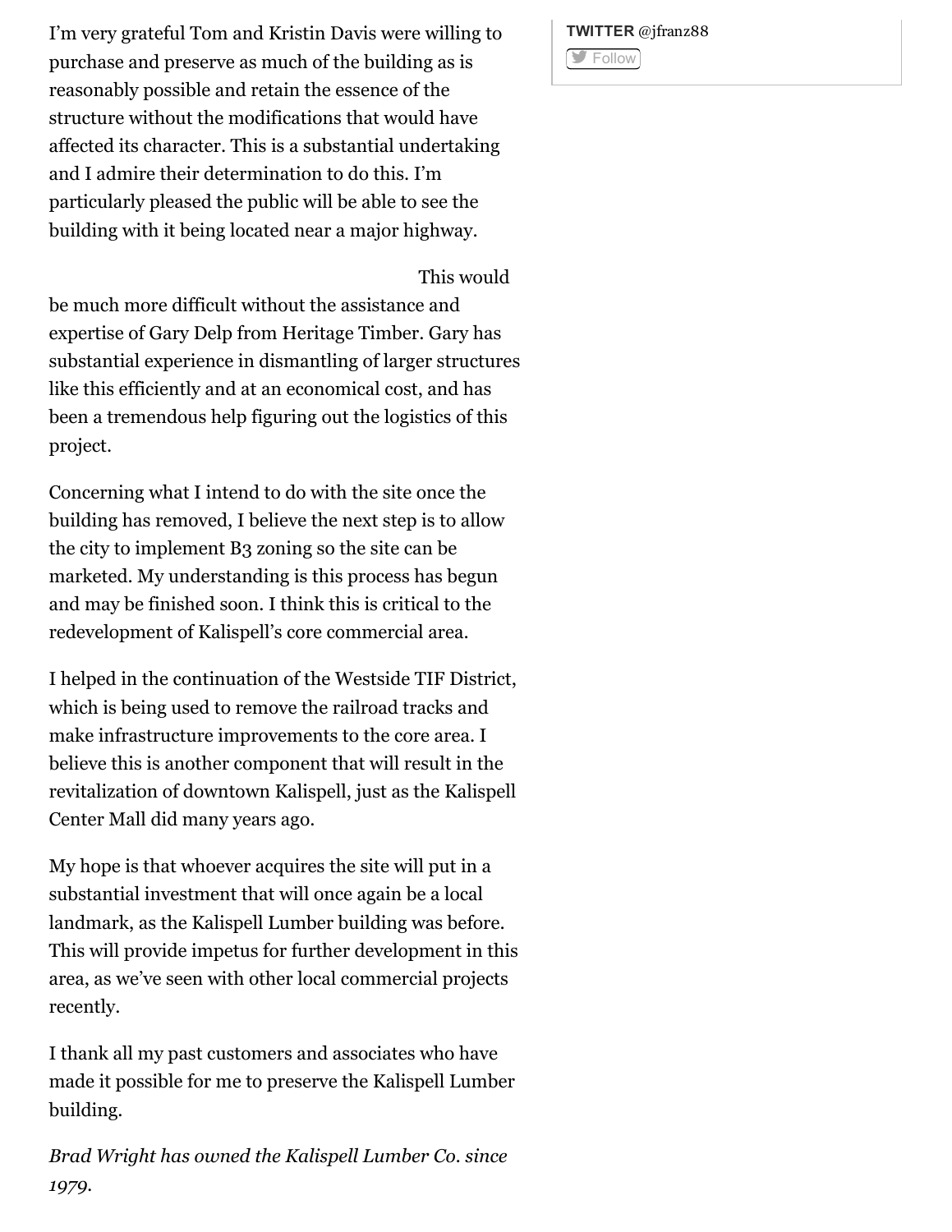I'm very grateful Tom and Kristin Davis were willing to purchase and preserve as much of the building as is reasonably possible and retain the essence of the structure without the modifications that would have affected its character. This is a substantial undertaking and I admire their determination to do this. I'm particularly pleased the public will be able to see the building with it being located near a major highway.

This would be much more difficult without the assistance and expertise of Gary Delp from Heritage Timber. Gary has substantial experience in dismantling of larger structures like this efficiently and at an economical cost, and has been a tremendous help figuring out the logistics of this project.

Concerning what I intend to do with the site once the building has removed, I believe the next step is to allow the city to implement B3 zoning so the site can be marketed. My understanding is this process has begun and may be finished soon. I think this is critical to the redevelopment of Kalispell's core commercial area.

I helped in the continuation of the Westside TIF District, which is being used to remove the railroad tracks and make infrastructure improvements to the core area. I believe this is another component that will result in the revitalization of downtown Kalispell, just as the Kalispell Center Mall did many years ago.

My hope is that whoever acquires the site will put in a substantial investment that will once again be a local landmark, as the Kalispell Lumber building was before. This will provide impetus for further development in this area, as we've seen with other local commercial projects recently.

I thank all my past customers and associates who have made it possible for me to preserve the Kalispell Lumber building.

*Brad Wright has owned the Kalispell Lumber Co. since 1979.*

**TWITTER** @jfranz88

Follow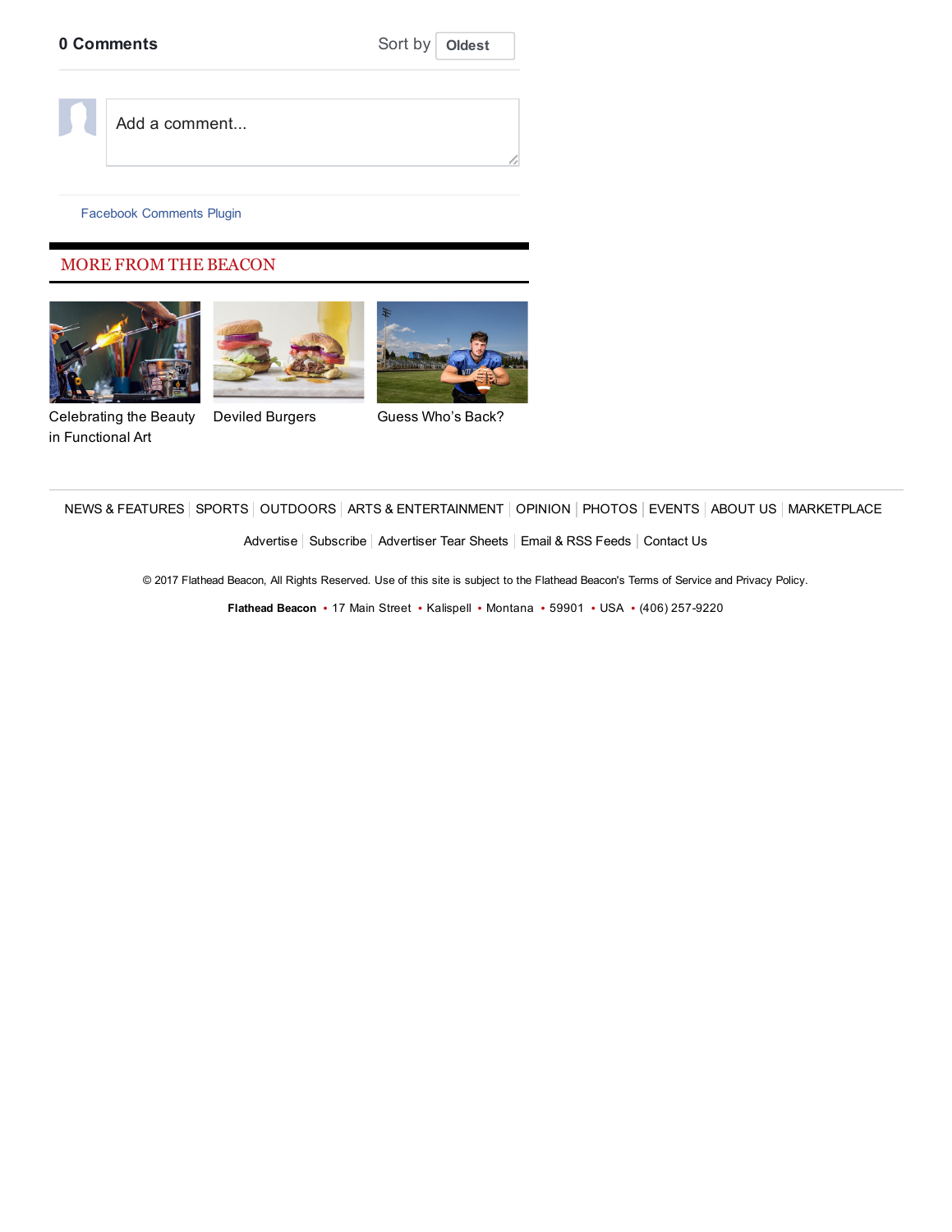**0 Comments** Sort by **Oldest**

Add a comment...

Facebook Comments Plugin

## MORE FROM THE BEACON

Celebrating the Beauty in Functional Art

Deviled Burgers

Guess Who's Back?

NEWS & FEATURES | SPORTS | OUTDOORS | ARTS & ENTERTAINMENT | OPINION | PHOTOS | EVENTS | ABOUT US | MARKETPLACE

Advertise | Subscribe | Advertiser Tear Sheets | Email & RSS Feeds | Contact Us

© 2017 Flathead Beacon, All Rights Reserved. Use of this site is subject to the Flathead Beacon's Terms of Service and Privacy Policy.

**Flathead Beacon** • 17 Main Street • Kalispell • Montana • 59901 • USA • (406) 257-9220